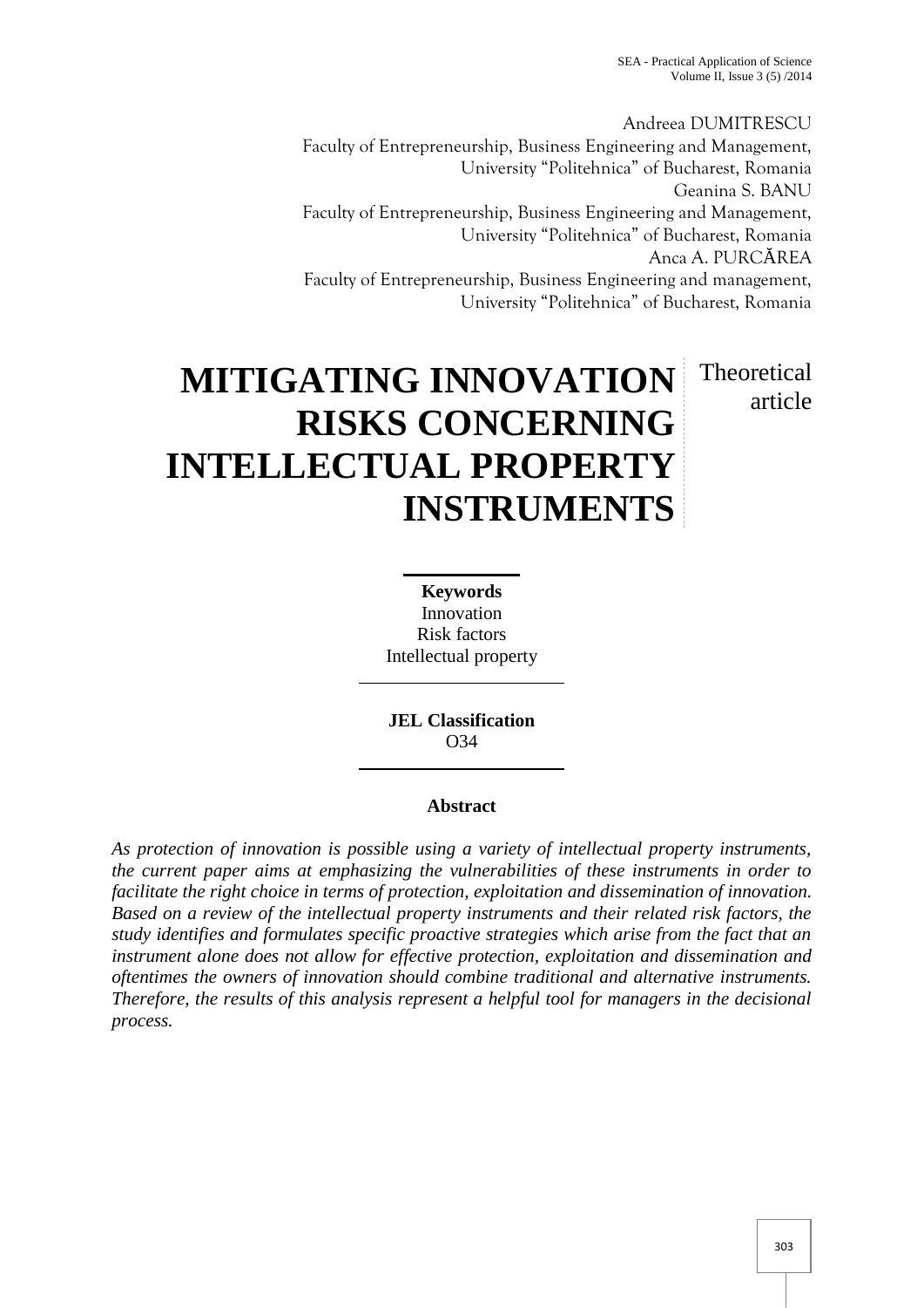Andreea DUMITRESCU
Faculty of Entrepreneurship, Business Engineering and Management,
University "Politehnica" of Bucharest, Romania

Geanina S. BANU
Faculty of Entrepreneurship, Business Engineering and Management,
University "Politehnica" of Bucharest, Romania

Anca A. PURCĂREA
Faculty of Entrepreneurship, Business Engineering and management,
University "Politehnica" of Bucharest, Romania

# MITIGATING INNOVATION RISKS CONCERNING INTELLECTUAL PROPERTY INSTRUMENTS

Theoretical article

**Keywords**
Innovation
Risk factors
Intellectual property

**JEL Classification**
O34

## Abstract

*As protection of innovation is possible using a variety of intellectual property instruments, the current paper aims at emphasizing the vulnerabilities of these instruments in order to facilitate the right choice in terms of protection, exploitation and dissemination of innovation. Based on a review of the intellectual property instruments and their related risk factors, the study identifies and formulates specific proactive strategies which arise from the fact that an instrument alone does not allow for effective protection, exploitation and dissemination and oftentimes the owners of innovation should combine traditional and alternative instruments. Therefore, the results of this analysis represent a helpful tool for managers in the decisional process.*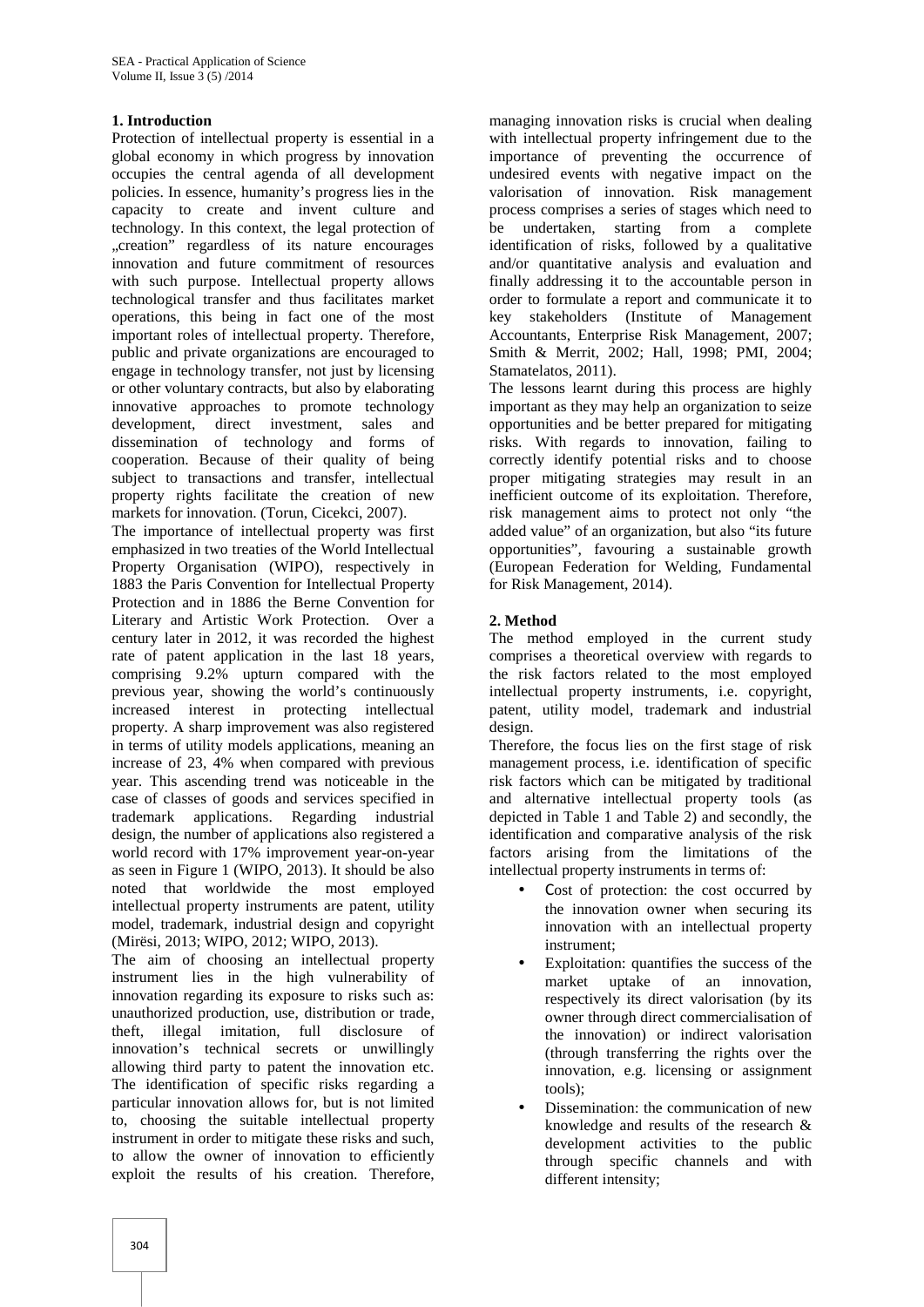## 1. Introduction

Protection of intellectual property is essential in a global economy in which progress by innovation occupies the central agenda of all development policies. In essence, humanity's progress lies in the capacity to create and invent culture and technology. In this context, the legal protection of „creation" regardless of its nature encourages innovation and future commitment of resources with such purpose. Intellectual property allows technological transfer and thus facilitates market operations, this being in fact one of the most important roles of intellectual property. Therefore, public and private organizations are encouraged to engage in technology transfer, not just by licensing or other voluntary contracts, but also by elaborating innovative approaches to promote technology development, direct investment, sales and dissemination of technology and forms of cooperation. Because of their quality of being subject to transactions and transfer, intellectual property rights facilitate the creation of new markets for innovation. (Torun, Cicekci, 2007).

The importance of intellectual property was first emphasized in two treaties of the World Intellectual Property Organisation (WIPO), respectively in 1883 the Paris Convention for Intellectual Property Protection and in 1886 the Berne Convention for Literary and Artistic Work Protection. Over a century later in 2012, it was recorded the highest rate of patent application in the last 18 years, comprising 9.2% upturn compared with the previous year, showing the world's continuously increased interest in protecting intellectual property. A sharp improvement was also registered in terms of utility models applications, meaning an increase of 23, 4% when compared with previous year. This ascending trend was noticeable in the case of classes of goods and services specified in trademark applications. Regarding industrial design, the number of applications also registered a world record with 17% improvement year-on-year as seen in Figure 1 (WIPO, 2013). It should be also noted that worldwide the most employed intellectual property instruments are patent, utility model, trademark, industrial design and copyright (Mirësi, 2013; WIPO, 2012; WIPO, 2013).

The aim of choosing an intellectual property instrument lies in the high vulnerability of innovation regarding its exposure to risks such as: unauthorized production, use, distribution or trade, theft, illegal imitation, full disclosure of innovation's technical secrets or unwillingly allowing third party to patent the innovation etc. The identification of specific risks regarding a particular innovation allows for, but is not limited to, choosing the suitable intellectual property instrument in order to mitigate these risks and such, to allow the owner of innovation to efficiently exploit the results of his creation. Therefore, managing innovation risks is crucial when dealing with intellectual property infringement due to the importance of preventing the occurrence of undesired events with negative impact on the valorisation of innovation. Risk management process comprises a series of stages which need to be undertaken, starting from a complete identification of risks, followed by a qualitative and/or quantitative analysis and evaluation and finally addressing it to the accountable person in order to formulate a report and communicate it to key stakeholders (Institute of Management Accountants, Enterprise Risk Management, 2007; Smith & Merrit, 2002; Hall, 1998; PMI, 2004; Stamatelatos, 2011).

The lessons learnt during this process are highly important as they may help an organization to seize opportunities and be better prepared for mitigating risks. With regards to innovation, failing to correctly identify potential risks and to choose proper mitigating strategies may result in an inefficient outcome of its exploitation. Therefore, risk management aims to protect not only "the added value" of an organization, but also "its future opportunities", favouring a sustainable growth (European Federation for Welding, Fundamental for Risk Management, 2014).

## 2. Method

The method employed in the current study comprises a theoretical overview with regards to the risk factors related to the most employed intellectual property instruments, i.e. copyright, patent, utility model, trademark and industrial design.

Therefore, the focus lies on the first stage of risk management process, i.e. identification of specific risk factors which can be mitigated by traditional and alternative intellectual property tools (as depicted in Table 1 and Table 2) and secondly, the identification and comparative analysis of the risk factors arising from the limitations of the intellectual property instruments in terms of:

- Cost of protection: the cost occurred by the innovation owner when securing its innovation with an intellectual property instrument;
- Exploitation: quantifies the success of the market uptake of an innovation, respectively its direct valorisation (by its owner through direct commercialisation of the innovation) or indirect valorisation (through transferring the rights over the innovation, e.g. licensing or assignment tools);
- Dissemination: the communication of new knowledge and results of the research & development activities to the public through specific channels and with different intensity;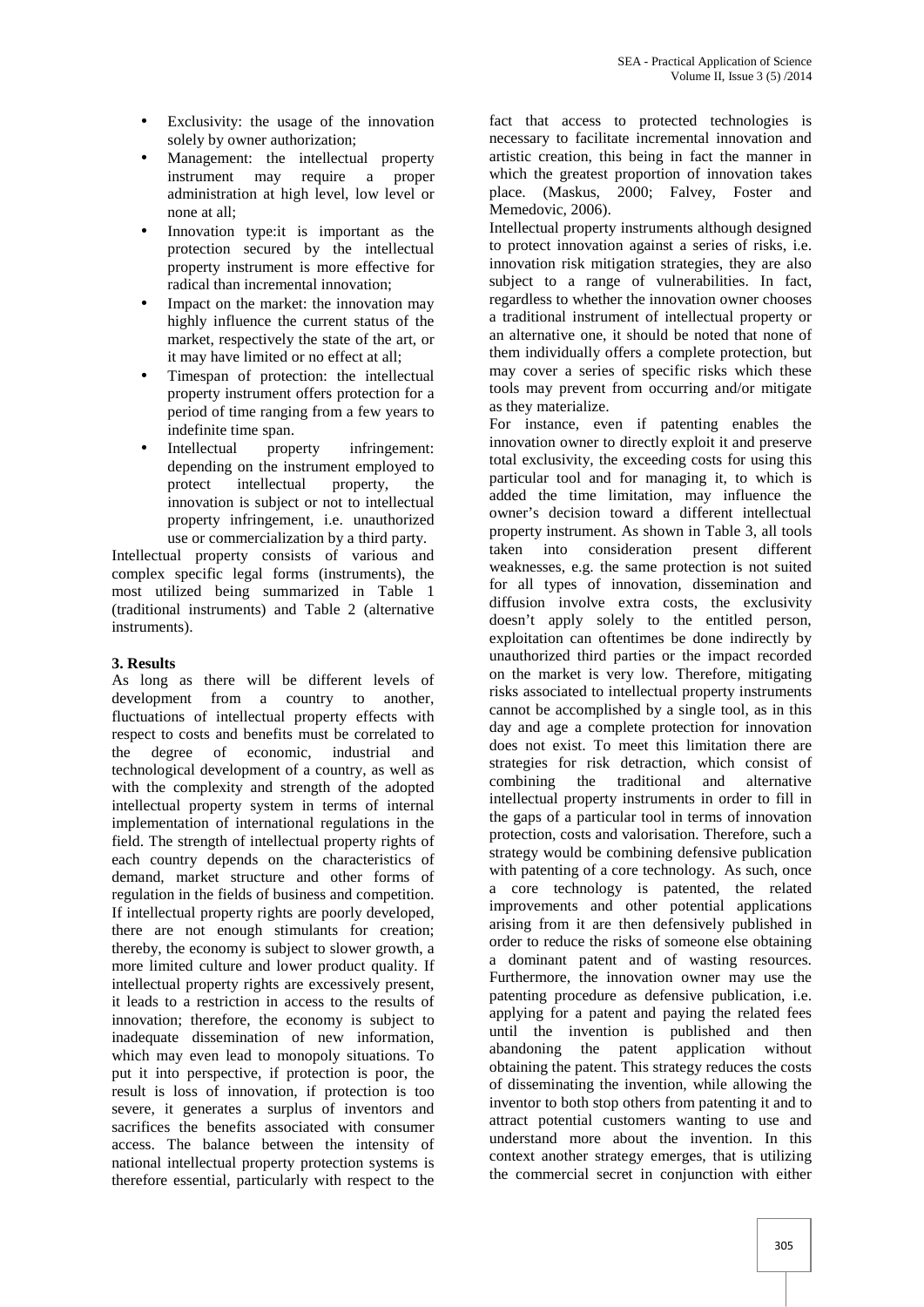- Exclusivity: the usage of the innovation solely by owner authorization;
- Management: the intellectual property instrument may require a proper administration at high level, low level or none at all;
- Innovation type:it is important as the protection secured by the intellectual property instrument is more effective for radical than incremental innovation;
- Impact on the market: the innovation may highly influence the current status of the market, respectively the state of the art, or it may have limited or no effect at all;
- Timespan of protection: the intellectual property instrument offers protection for a period of time ranging from a few years to indefinite time span.
- Intellectual property infringement: depending on the instrument employed to protect intellectual property, the innovation is subject or not to intellectual property infringement, i.e. unauthorized use or commercialization by a third party.

Intellectual property consists of various and complex specific legal forms (instruments), the most utilized being summarized in Table 1 (traditional instruments) and Table 2 (alternative instruments).

### 3. Results

As long as there will be different levels of development from a country to another, fluctuations of intellectual property effects with respect to costs and benefits must be correlated to the degree of economic, industrial and technological development of a country, as well as with the complexity and strength of the adopted intellectual property system in terms of internal implementation of international regulations in the field. The strength of intellectual property rights of each country depends on the characteristics of demand, market structure and other forms of regulation in the fields of business and competition. If intellectual property rights are poorly developed, there are not enough stimulants for creation; thereby, the economy is subject to slower growth, a more limited culture and lower product quality. If intellectual property rights are excessively present, it leads to a restriction in access to the results of innovation; therefore, the economy is subject to inadequate dissemination of new information, which may even lead to monopoly situations. To put it into perspective, if protection is poor, the result is loss of innovation, if protection is too severe, it generates a surplus of inventors and sacrifices the benefits associated with consumer access. The balance between the intensity of national intellectual property protection systems is therefore essential, particularly with respect to the fact that access to protected technologies is necessary to facilitate incremental innovation and artistic creation, this being in fact the manner in which the greatest proportion of innovation takes place. (Maskus, 2000; Falvey, Foster and Memedovic, 2006).

Intellectual property instruments although designed to protect innovation against a series of risks, i.e. innovation risk mitigation strategies, they are also subject to a range of vulnerabilities. In fact, regardless to whether the innovation owner chooses a traditional instrument of intellectual property or an alternative one, it should be noted that none of them individually offers a complete protection, but may cover a series of specific risks which these tools may prevent from occurring and/or mitigate as they materialize.

For instance, even if patenting enables the innovation owner to directly exploit it and preserve total exclusivity, the exceeding costs for using this particular tool and for managing it, to which is added the time limitation, may influence the owner's decision toward a different intellectual property instrument. As shown in Table 3, all tools taken into consideration present different weaknesses, e.g. the same protection is not suited for all types of innovation, dissemination and diffusion involve extra costs, the exclusivity doesn't apply solely to the entitled person, exploitation can oftentimes be done indirectly by unauthorized third parties or the impact recorded on the market is very low. Therefore, mitigating risks associated to intellectual property instruments cannot be accomplished by a single tool, as in this day and age a complete protection for innovation does not exist. To meet this limitation there are strategies for risk detraction, which consist of combining the traditional and alternative intellectual property instruments in order to fill in the gaps of a particular tool in terms of innovation protection, costs and valorisation. Therefore, such a strategy would be combining defensive publication with patenting of a core technology. As such, once a core technology is patented, the related improvements and other potential applications arising from it are then defensively published in order to reduce the risks of someone else obtaining a dominant patent and of wasting resources. Furthermore, the innovation owner may use the patenting procedure as defensive publication, i.e. applying for a patent and paying the related fees until the invention is published and then abandoning the patent application without obtaining the patent. This strategy reduces the costs of disseminating the invention, while allowing the inventor to both stop others from patenting it and to attract potential customers wanting to use and understand more about the invention. In this context another strategy emerges, that is utilizing the commercial secret in conjunction with either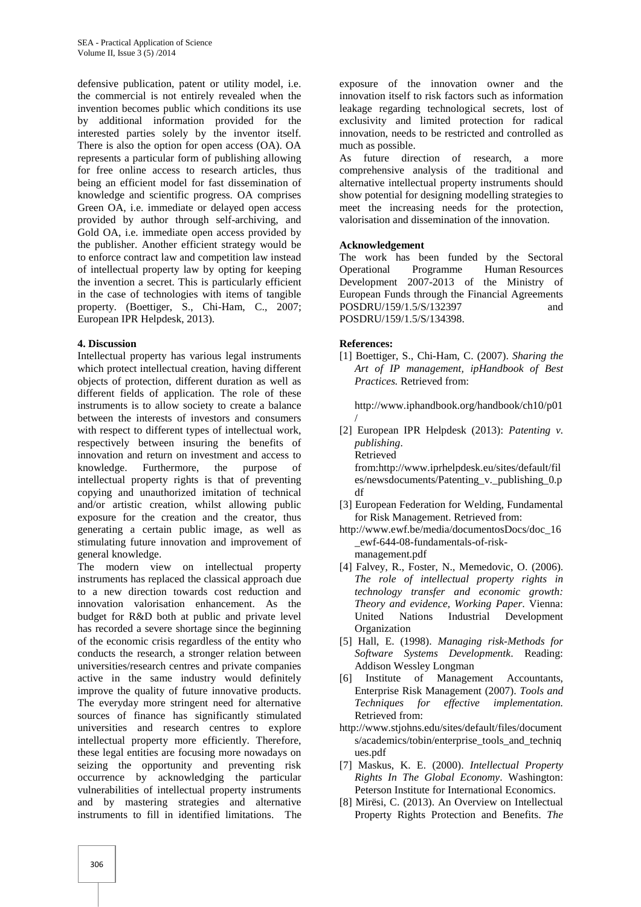defensive publication, patent or utility model, i.e. the commercial is not entirely revealed when the invention becomes public which conditions its use by additional information provided for the interested parties solely by the inventor itself. There is also the option for open access (OA). OA represents a particular form of publishing allowing for free online access to research articles, thus being an efficient model for fast dissemination of knowledge and scientific progress. OA comprises Green OA, i.e. immediate or delayed open access provided by author through self-archiving, and Gold OA, i.e. immediate open access provided by the publisher. Another efficient strategy would be to enforce contract law and competition law instead of intellectual property law by opting for keeping the invention a secret. This is particularly efficient in the case of technologies with items of tangible property. (Boettiger, S., Chi-Ham, C., 2007; European IPR Helpdesk, 2013).

#### 4. Discussion

Intellectual property has various legal instruments which protect intellectual creation, having different objects of protection, different duration as well as different fields of application. The role of these instruments is to allow society to create a balance between the interests of investors and consumers with respect to different types of intellectual work, respectively between insuring the benefits of innovation and return on investment and access to knowledge. Furthermore, the purpose of intellectual property rights is that of preventing copying and unauthorized imitation of technical and/or artistic creation, whilst allowing public exposure for the creation and the creator, thus generating a certain public image, as well as stimulating future innovation and improvement of general knowledge.

The modern view on intellectual property instruments has replaced the classical approach due to a new direction towards cost reduction and innovation valorisation enhancement. As the budget for R&D both at public and private level has recorded a severe shortage since the beginning of the economic crisis regardless of the entity who conducts the research, a stronger relation between universities/research centres and private companies active in the same industry would definitely improve the quality of future innovative products. The everyday more stringent need for alternative sources of finance has significantly stimulated universities and research centres to explore intellectual property more efficiently. Therefore, these legal entities are focusing more nowadays on seizing the opportunity and preventing risk occurrence by acknowledging the particular vulnerabilities of intellectual property instruments and by mastering strategies and alternative instruments to fill in identified limitations. The exposure of the innovation owner and the innovation itself to risk factors such as information leakage regarding technological secrets, lost of exclusivity and limited protection for radical innovation, needs to be restricted and controlled as much as possible.

As future direction of research, a more comprehensive analysis of the traditional and alternative intellectual property instruments should show potential for designing modelling strategies to meet the increasing needs for the protection, valorisation and dissemination of the innovation.

#### Acknowledgement

The work has been funded by the Sectoral Operational Programme Human Resources Development 2007-2013 of the Ministry of European Funds through the Financial Agreements POSDRU/159/1.5/S/132397 and POSDRU/159/1.5/S/134398.

#### References:

[1] Boettiger, S., Chi-Ham, C. (2007). *Sharing the Art of IP management, ipHandbook of Best Practices.* Retrieved from:

http://www.iphandbook.org/handbook/ch10/p01/

[2] European IPR Helpdesk (2013): *Patenting v. publishing*. Retrieved from:http://www.iprhelpdesk.eu/sites/default/files/newsdocuments/Patenting_v._publishing_0.pdf

[3] European Federation for Welding, Fundamental for Risk Management. Retrieved from: http://www.ewf.be/media/documentosDocs/doc_16_ewf-644-08-fundamentals-of-risk-management.pdf

[4] Falvey, R., Foster, N., Memedovic, O. (2006). *The role of intellectual property rights in technology transfer and economic growth: Theory and evidence, Working Paper*. Vienna: United Nations Industrial Development Organization

[5] Hall, E. (1998). *Managing risk-Methods for Software Systems Developmentk*. Reading: Addison Wessley Longman

[6] Institute of Management Accountants, Enterprise Risk Management (2007). *Tools and Techniques for effective implementation.* Retrieved from: http://www.stjohns.edu/sites/default/files/documents/academics/tobin/enterprise_tools_and_techniques.pdf

[7] Maskus, K. E. (2000). *Intellectual Property Rights In The Global Economy*. Washington: Peterson Institute for International Economics.

[8] Mirësi, C. (2013). An Overview on Intellectual Property Rights Protection and Benefits. *The*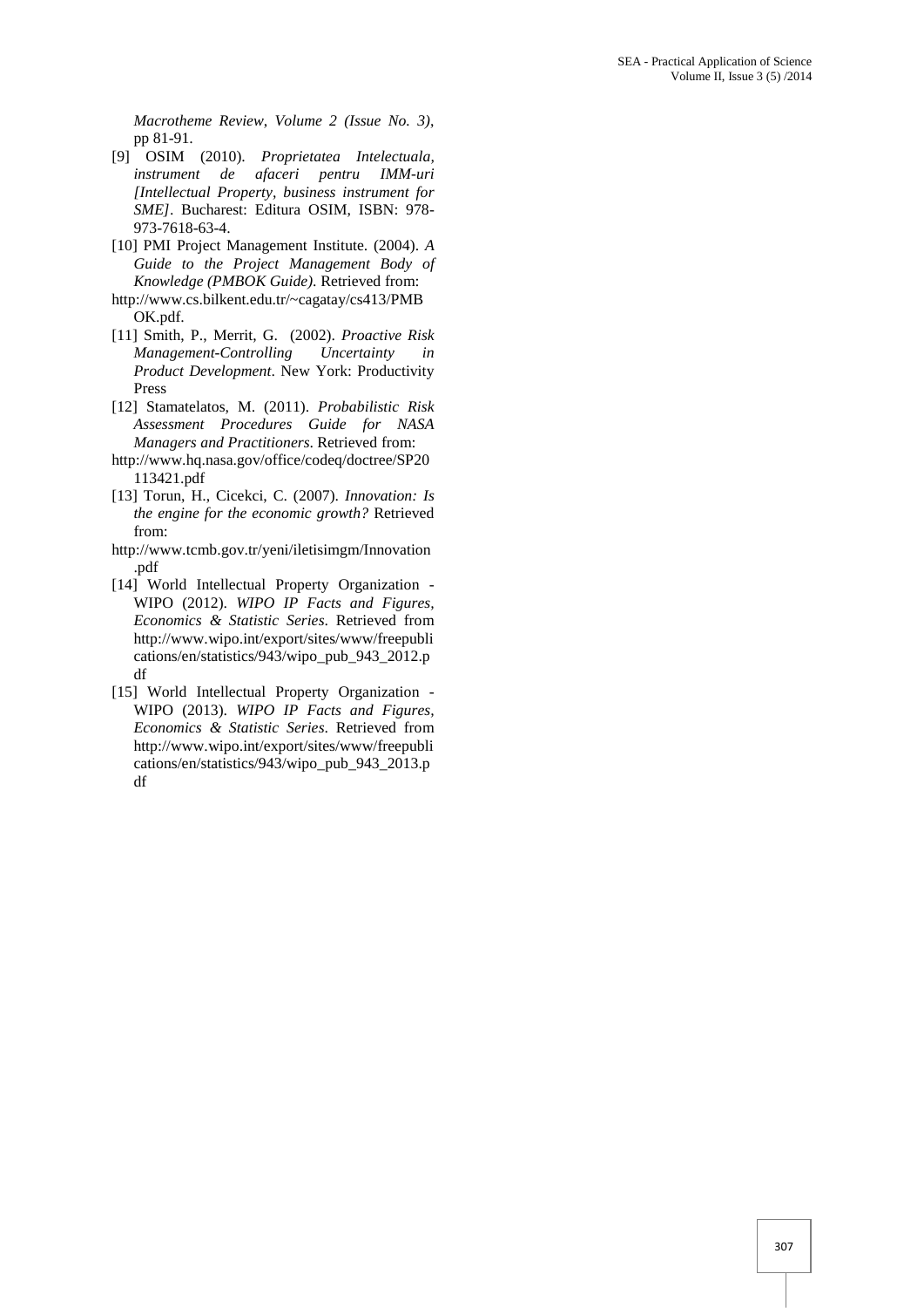*Macrotheme Review, Volume 2 (Issue No. 3)*, pp 81-91.

[9] OSIM (2010). *Proprietatea Intelectuala, instrument de afaceri pentru IMM-uri [Intellectual Property, business instrument for SME]*. Bucharest: Editura OSIM, ISBN: 978-973-7618-63-4.

[10] PMI Project Management Institute. (2004). *A Guide to the Project Management Body of Knowledge (PMBOK Guide)*. Retrieved from: http://www.cs.bilkent.edu.tr/~cagatay/cs413/PMBOK.pdf.

[11] Smith, P., Merrit, G. (2002). *Proactive Risk Management-Controlling Uncertainty in Product Development*. New York: Productivity Press

[12] Stamatelatos, M. (2011). *Probabilistic Risk Assessment Procedures Guide for NASA Managers and Practitioners*. Retrieved from: http://www.hq.nasa.gov/office/codeq/doctree/SP20113421.pdf

[13] Torun, H., Cicekci, C. (2007). *Innovation: Is the engine for the economic growth?* Retrieved from: http://www.tcmb.gov.tr/yeni/iletisimgm/Innovation.pdf

[14] World Intellectual Property Organization - WIPO (2012). *WIPO IP Facts and Figures, Economics & Statistic Series*. Retrieved from http://www.wipo.int/export/sites/www/freepublications/en/statistics/943/wipo_pub_943_2012.pdf

[15] World Intellectual Property Organization - WIPO (2013). *WIPO IP Facts and Figures, Economics & Statistic Series*. Retrieved from http://www.wipo.int/export/sites/www/freepublications/en/statistics/943/wipo_pub_943_2013.pdf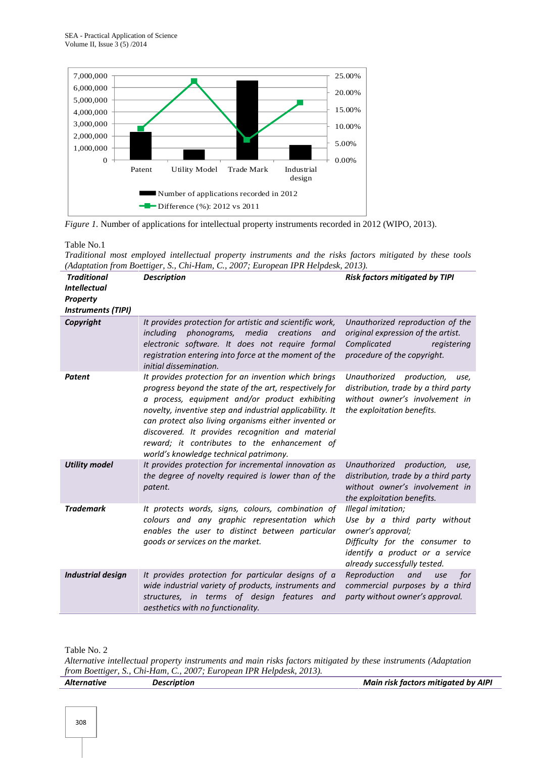*Figure 1.* Number of applications for intellectual property instruments recorded in 2012 (WIPO, 2013).

Table No.1

*Traditional most employed intellectual property instruments and the risks factors mitigated by these tools (Adaptation from Boettiger, S., Chi-Ham, C., 2007; European IPR Helpdesk, 2013).*

| ***Traditional Intellectual Property Instruments (TIPI)*** | ***Description*** | ***Risk factors mitigated by TIPI*** |
|---|---|---|
| ***Copyright*** | *It provides protection for artistic and scientific work, including phonograms, media creations and electronic software. It does not require formal registration entering into force at the moment of the initial dissemination.* | *Unauthorized reproduction of the original expression of the artist. Complicated registering procedure of the copyright.* |
| ***Patent*** | *It provides protection for an invention which brings progress beyond the state of the art, respectively for a process, equipment and/or product exhibiting novelty, inventive step and industrial applicability. It can protect also living organisms either invented or discovered. It provides recognition and material reward; it contributes to the enhancement of world's knowledge technical patrimony.* | *Unauthorized production, use, distribution, trade by a third party without owner's involvement in the exploitation benefits.* |
| ***Utility model*** | *It provides protection for incremental innovation as the degree of novelty required is lower than of the patent.* | *Unauthorized production, use, distribution, trade by a third party without owner's involvement in the exploitation benefits.* |
| ***Trademark*** | *It protects words, signs, colours, combination of colours and any graphic representation which enables the user to distinct between particular goods or services on the market.* | *Illegal imitation; Use by a third party without owner's approval; Difficulty for the consumer to identify a product or a service already successfully tested.* |
| ***Industrial design*** | *It provides protection for particular designs of a wide industrial variety of products, instruments and structures, in terms of design features and aesthetics with no functionality.* | *Reproduction and use for commercial purposes by a third party without owner's approval.* |

Table No. 2

*Alternative intellectual property instruments and main risks factors mitigated by these instruments (Adaptation from Boettiger, S., Chi-Ham, C., 2007; European IPR Helpdesk, 2013).*

| ***Alternative*** | ***Description*** | ***Main risk factors mitigated by AIPI*** |
|---|---|---|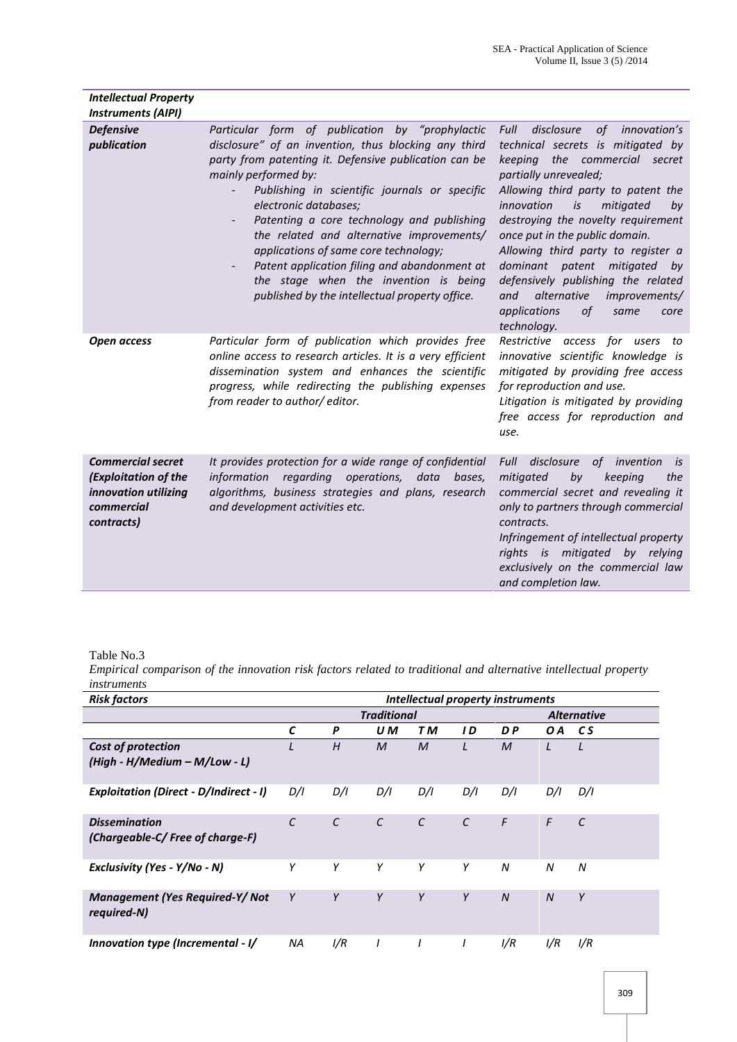| *Intellectual Property Instruments (AIPI)* | | |
|---|---|---|
| ***Defensive publication*** | *Particular form of publication by "prophylactic disclosure" of an invention, thus blocking any third party from patenting it. Defensive publication can be mainly performed by:*<br>- *Publishing in scientific journals or specific electronic databases;*<br>- *Patenting a core technology and publishing the related and alternative improvements/ applications of same core technology;*<br>- *Patent application filing and abandonment at the stage when the invention is being published by the intellectual property office.* | *Full disclosure of innovation's technical secrets is mitigated by keeping the commercial secret partially unrevealed;*<br>*Allowing third party to patent the innovation is mitigated by destroying the novelty requirement once put in the public domain.*<br>*Allowing third party to register a dominant patent mitigated by defensively publishing the related and alternative improvements/ applications of same core technology.* |
| ***Open access*** | *Particular form of publication which provides free online access to research articles. It is a very efficient dissemination system and enhances the scientific progress, while redirecting the publishing expenses from reader to author/ editor.* | *Restrictive access for users to innovative scientific knowledge is mitigated by providing free access for reproduction and use.*<br>*Litigation is mitigated by providing free access for reproduction and use.* |
| ***Commercial secret (Exploitation of the innovation utilizing commercial contracts)*** | *It provides protection for a wide range of confidential information regarding operations, data bases, algorithms, business strategies and plans, research and development activities etc.* | *Full disclosure of invention is mitigated by keeping the commercial secret and revealing it only to partners through commercial contracts.*<br>*Infringement of intellectual property rights is mitigated by relying exclusively on the commercial law and completion law.* |

Table No.3

*Empirical comparison of the innovation risk factors related to traditional and alternative intellectual property instruments*

| ***Risk factors*** | ***Intellectual property instruments*** | | | | | | | |
|---|---|---|---|---|---|---|---|---|
| | ***Traditional*** | | | | | ***Alternative*** | | |
| | ***C*** | ***P*** | ***U M*** | ***T M*** | ***I D*** | ***D P*** | ***O A*** | ***C S*** |
| ***Cost of protection (High - H/Medium – M/Low - L)*** | *L* | *H* | *M* | *M* | *L* | *M* | *L* | *L* |
| ***Exploitation (Direct - D/Indirect - I)*** | *D/I* | *D/I* | *D/I* | *D/I* | *D/I* | *D/I* | *D/I* | *D/I* |
| ***Dissemination (Chargeable-C/ Free of charge-F)*** | *C* | *C* | *C* | *C* | *C* | *F* | *F* | *C* |
| ***Exclusivity (Yes - Y/No - N)*** | *Y* | *Y* | *Y* | *Y* | *Y* | *N* | *N* | *N* |
| ***Management (Yes Required-Y/ Not required-N)*** | *Y* | *Y* | *Y* | *Y* | *Y* | *N* | *N* | *Y* |
| ***Innovation type (Incremental - I/*** | *NA* | *I/R* | *I* | *I* | *I* | *I/R* | *I/R* | *I/R* |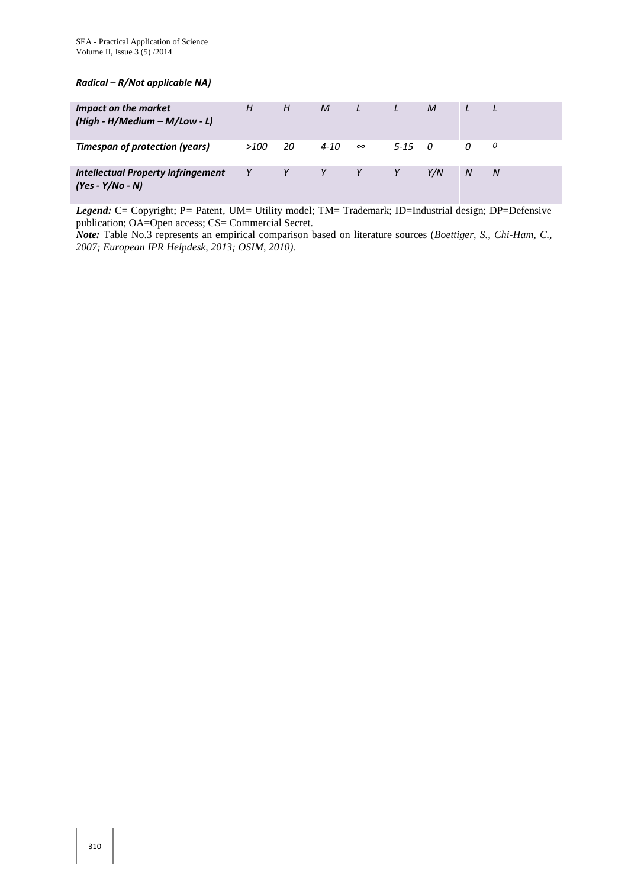*Radical – R/Not applicable NA)*

| | | | | | | | | |
|---|---|---|---|---|---|---|---|---|
| ***Impact on the market (High - H/Medium – M/Low - L)*** | *H* | *H* | *M* | *L* | *L* | *M* | *L* | *L* |
| ***Timespan of protection (years)*** | *>100* | *20* | *4-10* | *∞* | *5-15* | *0* | *0* | *0* |
| ***Intellectual Property Infringement (Yes - Y/No - N)*** | *Y* | *Y* | *Y* | *Y* | *Y* | *Y/N* | *N* | *N* |

***Legend:*** C= Copyright; P= Patent, UM= Utility model; TM= Trademark; ID=Industrial design; DP=Defensive publication; OA=Open access; CS= Commercial Secret.

***Note:*** Table No.3 represents an empirical comparison based on literature sources (*Boettiger, S., Chi-Ham, C., 2007; European IPR Helpdesk, 2013; OSIM, 2010).*